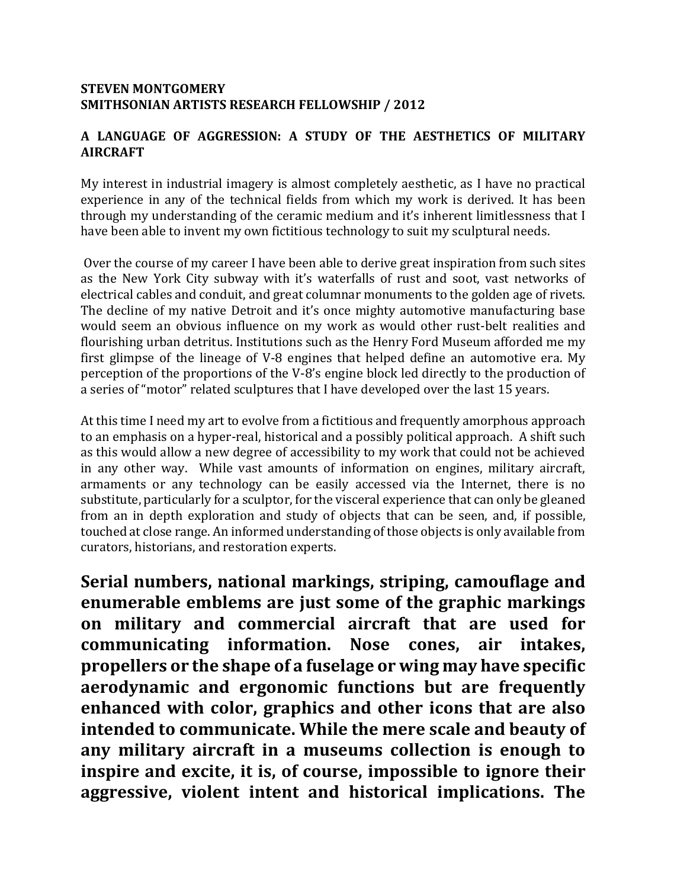**STEVEN MONTGOMERY**
**SMITHSONIAN ARTISTS RESEARCH FELLOWSHIP / 2012**

**A LANGUAGE OF AGGRESSION: A STUDY OF THE AESTHETICS OF MILITARY AIRCRAFT**

My interest in industrial imagery is almost completely aesthetic, as I have no practical experience in any of the technical fields from which my work is derived. It has been through my understanding of the ceramic medium and it's inherent limitlessness that I have been able to invent my own fictitious technology to suit my sculptural needs.

Over the course of my career I have been able to derive great inspiration from such sites as the New York City subway with it's waterfalls of rust and soot, vast networks of electrical cables and conduit, and great columnar monuments to the golden age of rivets. The decline of my native Detroit and it's once mighty automotive manufacturing base would seem an obvious influence on my work as would other rust-belt realities and flourishing urban detritus. Institutions such as the Henry Ford Museum afforded me my first glimpse of the lineage of V-8 engines that helped define an automotive era. My perception of the proportions of the V-8's engine block led directly to the production of a series of "motor" related sculptures that I have developed over the last 15 years.

At this time I need my art to evolve from a fictitious and frequently amorphous approach to an emphasis on a hyper-real, historical and a possibly political approach. A shift such as this would allow a new degree of accessibility to my work that could not be achieved in any other way. While vast amounts of information on engines, military aircraft, armaments or any technology can be easily accessed via the Internet, there is no substitute, particularly for a sculptor, for the visceral experience that can only be gleaned from an in depth exploration and study of objects that can be seen, and, if possible, touched at close range. An informed understanding of those objects is only available from curators, historians, and restoration experts.

**Serial numbers, national markings, striping, camouflage and enumerable emblems are just some of the graphic markings on military and commercial aircraft that are used for communicating information. Nose cones, air intakes, propellers or the shape of a fuselage or wing may have specific aerodynamic and ergonomic functions but are frequently enhanced with color, graphics and other icons that are also intended to communicate. While the mere scale and beauty of any military aircraft in a museums collection is enough to inspire and excite, it is, of course, impossible to ignore their aggressive, violent intent and historical implications. The**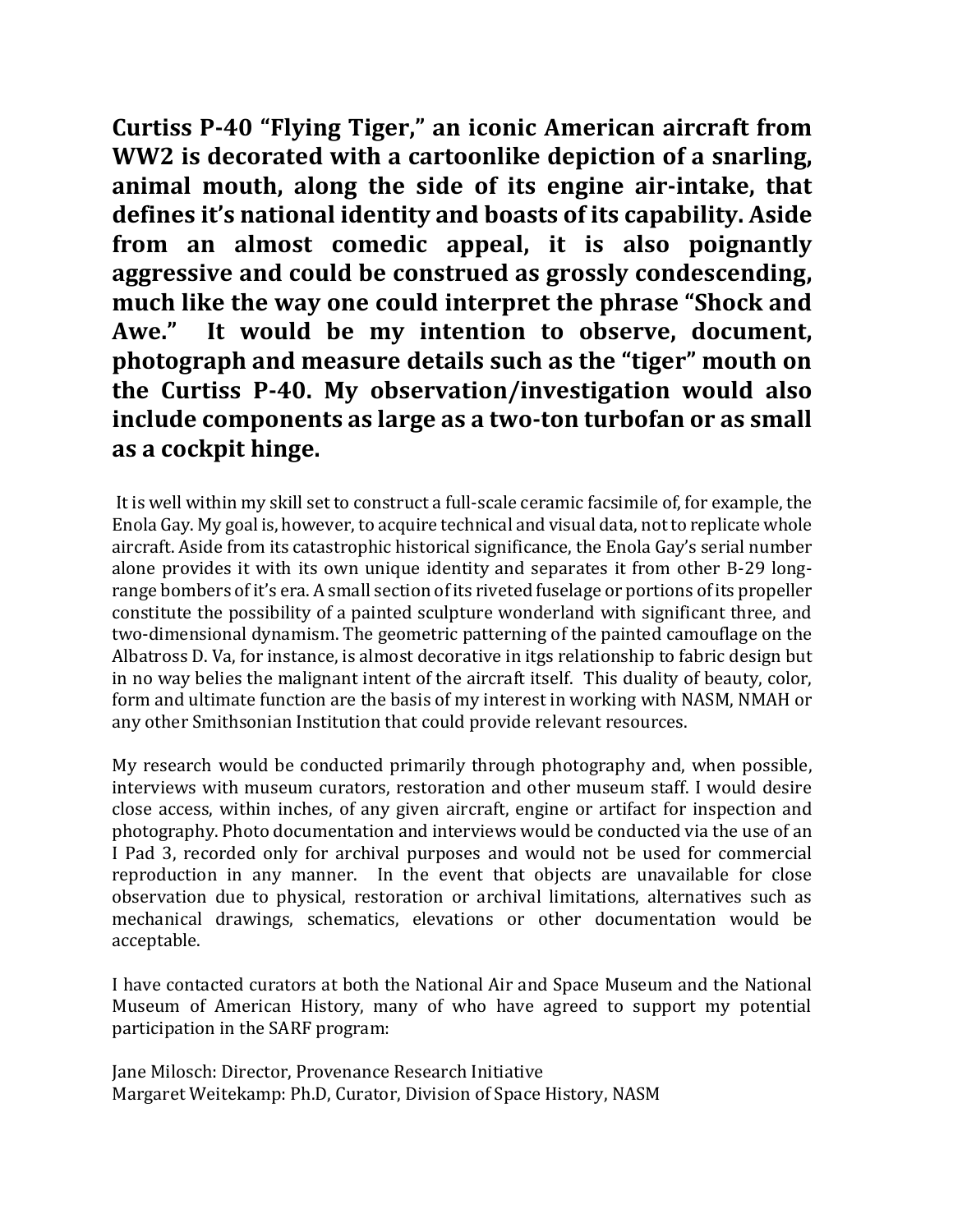**Curtiss P-40 "Flying Tiger," an iconic American aircraft from WW2 is decorated with a cartoonlike depiction of a snarling, animal mouth, along the side of its engine air-intake, that defines it's national identity and boasts of its capability. Aside from an almost comedic appeal, it is also poignantly aggressive and could be construed as grossly condescending, much like the way one could interpret the phrase "Shock and Awe." It would be my intention to observe, document, photograph and measure details such as the "tiger" mouth on the Curtiss P-40. My observation/investigation would also include components as large as a two-ton turbofan or as small as a cockpit hinge.**

It is well within my skill set to construct a full-scale ceramic facsimile of, for example, the Enola Gay. My goal is, however, to acquire technical and visual data, not to replicate whole aircraft. Aside from its catastrophic historical significance, the Enola Gay's serial number alone provides it with its own unique identity and separates it from other B-29 long-range bombers of it's era. A small section of its riveted fuselage or portions of its propeller constitute the possibility of a painted sculpture wonderland with significant three, and two-dimensional dynamism. The geometric patterning of the painted camouflage on the Albatross D. Va, for instance, is almost decorative in itgs relationship to fabric design but in no way belies the malignant intent of the aircraft itself. This duality of beauty, color, form and ultimate function are the basis of my interest in working with NASM, NMAH or any other Smithsonian Institution that could provide relevant resources.

My research would be conducted primarily through photography and, when possible, interviews with museum curators, restoration and other museum staff. I would desire close access, within inches, of any given aircraft, engine or artifact for inspection and photography. Photo documentation and interviews would be conducted via the use of an I Pad 3, recorded only for archival purposes and would not be used for commercial reproduction in any manner. In the event that objects are unavailable for close observation due to physical, restoration or archival limitations, alternatives such as mechanical drawings, schematics, elevations or other documentation would be acceptable.

I have contacted curators at both the National Air and Space Museum and the National Museum of American History, many of who have agreed to support my potential participation in the SARF program:

Jane Milosch: Director, Provenance Research Initiative
Margaret Weitekamp: Ph.D, Curator, Division of Space History, NASM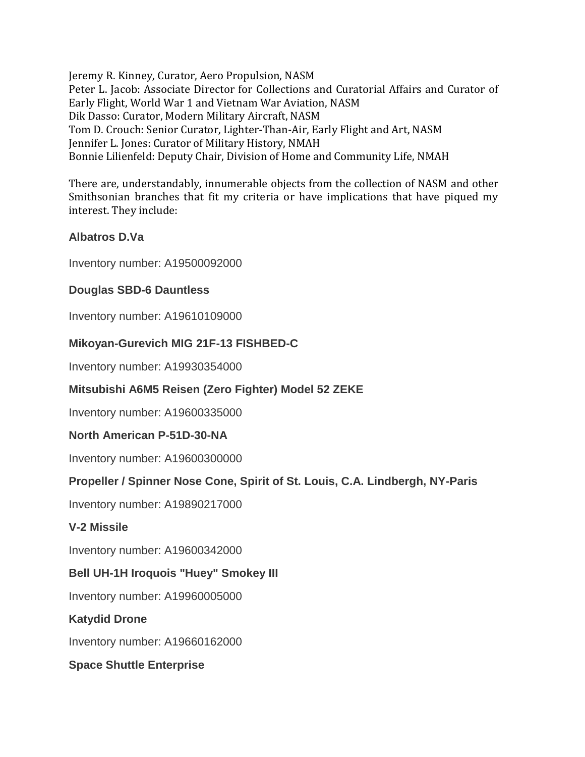Jeremy R. Kinney, Curator, Aero Propulsion, NASM
Peter L. Jacob: Associate Director for Collections and Curatorial Affairs and Curator of Early Flight, World War 1 and Vietnam War Aviation, NASM
Dik Dasso: Curator, Modern Military Aircraft, NASM
Tom D. Crouch: Senior Curator, Lighter-Than-Air, Early Flight and Art, NASM
Jennifer L. Jones: Curator of Military History, NMAH
Bonnie Lilienfeld: Deputy Chair, Division of Home and Community Life, NMAH

There are, understandably, innumerable objects from the collection of NASM and other Smithsonian branches that fit my criteria or have implications that have piqued my interest. They include:

**Albatros D.Va**

Inventory number: A19500092000

**Douglas SBD-6 Dauntless**

Inventory number: A19610109000

**Mikoyan-Gurevich MIG 21F-13 FISHBED-C**

Inventory number: A19930354000

**Mitsubishi A6M5 Reisen (Zero Fighter) Model 52 ZEKE**

Inventory number: A19600335000

**North American P-51D-30-NA**

Inventory number: A19600300000

**Propeller / Spinner Nose Cone, Spirit of St. Louis, C.A. Lindbergh, NY-Paris**

Inventory number: A19890217000

**V-2 Missile**

Inventory number: A19600342000

**Bell UH-1H Iroquois "Huey" Smokey III**

Inventory number: A19960005000

**Katydid Drone**

Inventory number: A19660162000

**Space Shuttle Enterprise**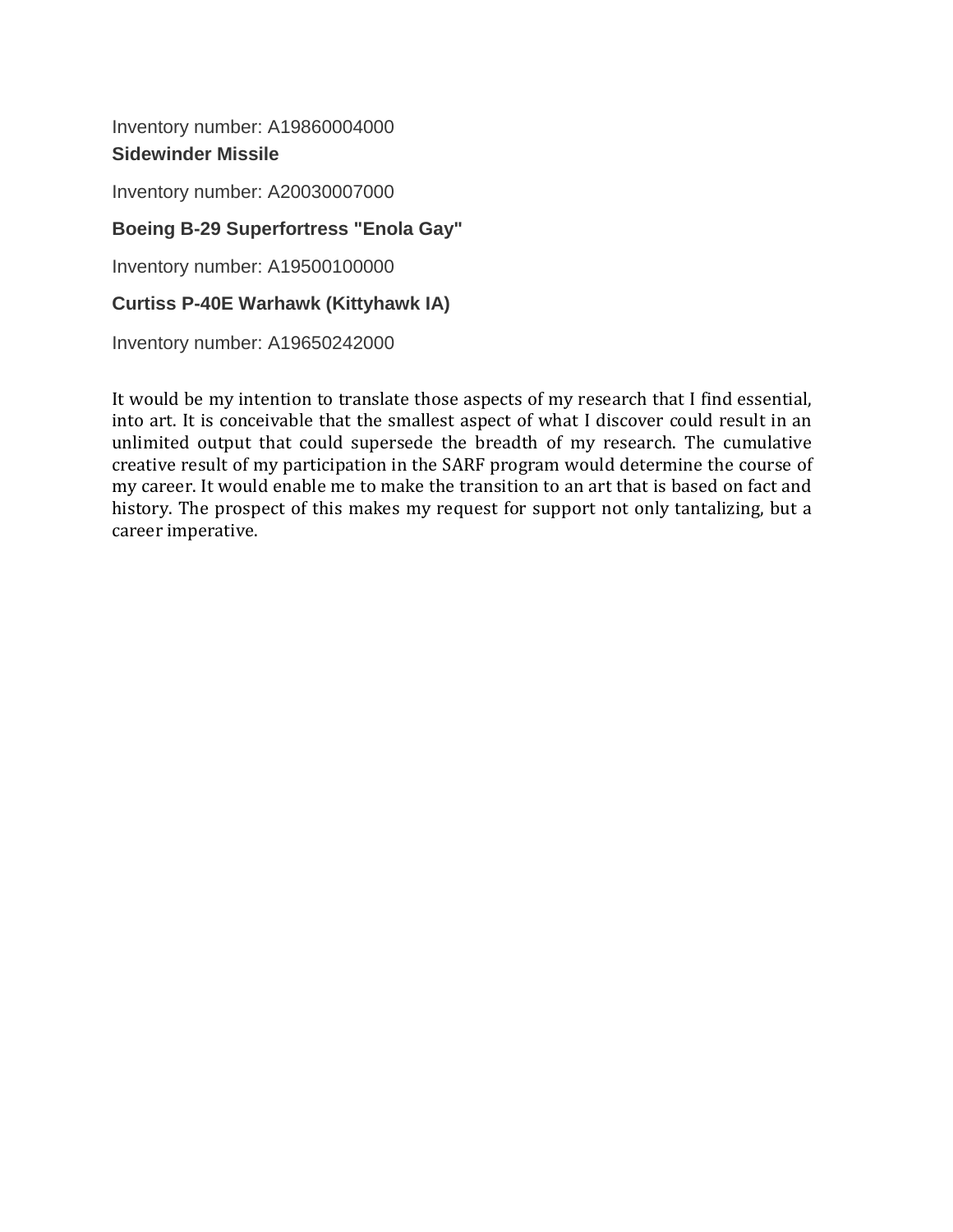Inventory number: A19860004000

**Sidewinder Missile**

Inventory number: A20030007000

**Boeing B-29 Superfortress "Enola Gay"**

Inventory number: A19500100000

**Curtiss P-40E Warhawk (Kittyhawk IA)**

Inventory number: A19650242000

It would be my intention to translate those aspects of my research that I find essential, into art. It is conceivable that the smallest aspect of what I discover could result in an unlimited output that could supersede the breadth of my research. The cumulative creative result of my participation in the SARF program would determine the course of my career. It would enable me to make the transition to an art that is based on fact and history. The prospect of this makes my request for support not only tantalizing, but a career imperative.